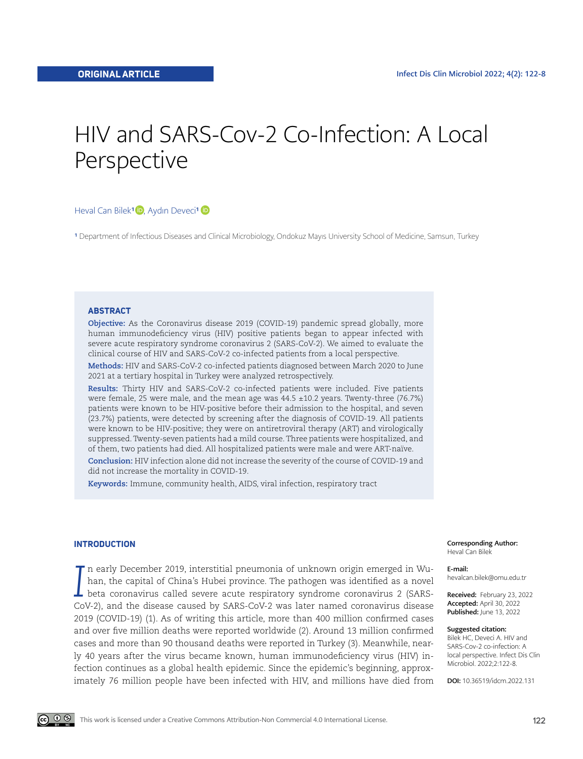ORIGINAL ARTICLE

# HIV and SARS-Cov-2 Co-Infection: A Local Perspective

Heval Can Bilek[1], Aydın Deveci[1]

[1] Department of Infectious Diseases and Clinical Microbiology, Ondokuz Mayıs University School of Medicine, Samsun, Turkey

## ABSTRACT

**Objective:** As the Coronavirus disease 2019 (COVID-19) pandemic spread globally, more human immunodeficiency virus (HIV) positive patients began to appear infected with severe acute respiratory syndrome coronavirus 2 (SARS-CoV-2). We aimed to evaluate the clinical course of HIV and SARS-CoV-2 co-infected patients from a local perspective.

**Methods:** HIV and SARS-CoV-2 co-infected patients diagnosed between March 2020 to June 2021 at a tertiary hospital in Turkey were analyzed retrospectively.

**Results:** Thirty HIV and SARS-CoV-2 co-infected patients were included. Five patients were female, 25 were male, and the mean age was 44.5 ±10.2 years. Twenty-three (76.7%) patients were known to be HIV-positive before their admission to the hospital, and seven (23.7%) patients, were detected by screening after the diagnosis of COVID-19. All patients were known to be HIV-positive; they were on antiretroviral therapy (ART) and virologically suppressed. Twenty-seven patients had a mild course. Three patients were hospitalized, and of them, two patients had died. All hospitalized patients were male and were ART-naïve.

**Conclusion:** HIV infection alone did not increase the severity of the course of COVID-19 and did not increase the mortality in COVID-19.

**Keywords:** Immune, community health, AIDS, viral infection, respiratory tract

## INTRODUCTION

In early December 2019, interstitial pneumonia of unknown origin emerged in Wuhan, the capital of China's Hubei province. The pathogen was identified as a novel beta coronavirus called severe acute respiratory syndrome coronavirus 2 (SARS-CoV-2), and the disease caused by SARS-CoV-2 was later named coronavirus disease 2019 (COVID-19) (1). As of writing this article, more than 400 million confirmed cases and over five million deaths were reported worldwide (2). Around 13 million confirmed cases and more than 90 thousand deaths were reported in Turkey (3). Meanwhile, nearly 40 years after the virus became known, human immunodeficiency virus (HIV) infection continues as a global health epidemic. Since the epidemic's beginning, approximately 76 million people have been infected with HIV, and millions have died from

**Corresponding Author:**
Heval Can Bilek

**E-mail:**
hevalcan.bilek@omu.edu.tr

**Received:** February 23, 2022
**Accepted:** April 30, 2022
**Published:** June 13, 2022

**Suggested citation:**
Bilek HC, Deveci A. HIV and SARS-Cov-2 co-infection: A local perspective. Infect Dis Clin Microbiol. 2022;2:122-8.

**DOI:** 10.36519/idcm.2022.131

This work is licensed under a Creative Commons Attribution-Non Commercial 4.0 International License.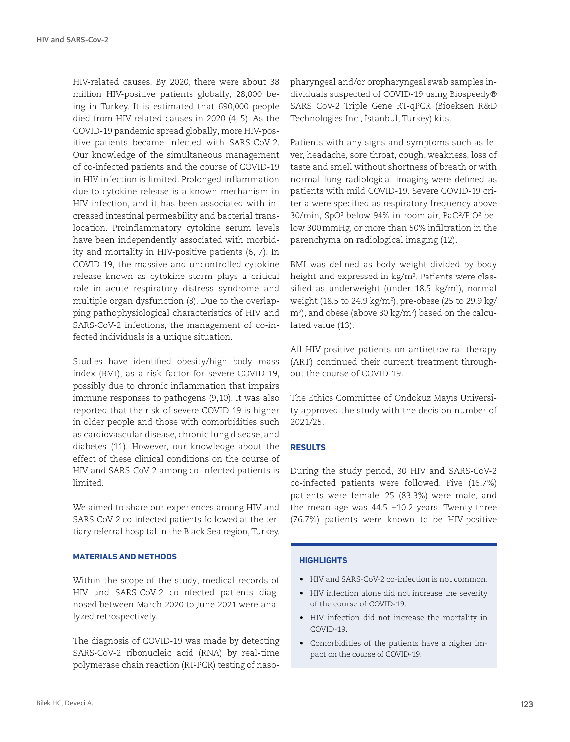HIV-related causes. By 2020, there were about 38 million HIV-positive patients globally, 28,000 being in Turkey. It is estimated that 690,000 people died from HIV-related causes in 2020 (4, 5). As the COVID-19 pandemic spread globally, more HIV-positive patients became infected with SARS-CoV-2. Our knowledge of the simultaneous management of co-infected patients and the course of COVID-19 in HIV infection is limited. Prolonged inflammation due to cytokine release is a known mechanism in HIV infection, and it has been associated with increased intestinal permeability and bacterial translocation. Proinflammatory cytokine serum levels have been independently associated with morbidity and mortality in HIV-positive patients (6, 7). In COVID-19, the massive and uncontrolled cytokine release known as cytokine storm plays a critical role in acute respiratory distress syndrome and multiple organ dysfunction (8). Due to the overlapping pathophysiological characteristics of HIV and SARS-CoV-2 infections, the management of co-infected individuals is a unique situation.

Studies have identified obesity/high body mass index (BMI), as a risk factor for severe COVID-19, possibly due to chronic inflammation that impairs immune responses to pathogens (9,10). It was also reported that the risk of severe COVID-19 is higher in older people and those with comorbidities such as cardiovascular disease, chronic lung disease, and diabetes (11). However, our knowledge about the effect of these clinical conditions on the course of HIV and SARS-CoV-2 among co-infected patients is limited.

We aimed to share our experiences among HIV and SARS-CoV-2 co-infected patients followed at the tertiary referral hospital in the Black Sea region, Turkey.

## MATERIALS AND METHODS

Within the scope of the study, medical records of HIV and SARS-CoV-2 co-infected patients diagnosed between March 2020 to June 2021 were analyzed retrospectively.

The diagnosis of COVID-19 was made by detecting SARS-CoV-2 ribonucleic acid (RNA) by real-time polymerase chain reaction (RT-PCR) testing of nasopharyngeal and/or oropharyngeal swab samples individuals suspected of COVID-19 using Biospeedy® SARS CoV-2 Triple Gene RT-qPCR (Bioeksen R&D Technologies Inc., İstanbul, Turkey) kits.

Patients with any signs and symptoms such as fever, headache, sore throat, cough, weakness, loss of taste and smell without shortness of breath or with normal lung radiological imaging were defined as patients with mild COVID-19. Severe COVID-19 criteria were specified as respiratory frequency above 30/min, $SpO^2$ below 94% in room air, $PaO^2/FiO^2$ below 300 mmHg, or more than 50% infiltration in the parenchyma on radiological imaging (12).

BMI was defined as body weight divided by body height and expressed in $kg/m^2$. Patients were classified as underweight (under 18.5 $kg/m^2$), normal weight (18.5 to 24.9 $kg/m^2$), pre-obese (25 to 29.9 $kg/m^2$), and obese (above 30 $kg/m^2$) based on the calculated value (13).

All HIV-positive patients on antiretroviral therapy (ART) continued their current treatment throughout the course of COVID-19.

The Ethics Committee of Ondokuz Mayıs University approved the study with the decision number of 2021/25.

## RESULTS

During the study period, 30 HIV and SARS-CoV-2 co-infected patients were followed. Five (16.7%) patients were female, 25 (83.3%) were male, and the mean age was 44.5 ±10.2 years. Twenty-three (76.7%) patients were known to be HIV-positive

### HIGHLIGHTS

- HIV and SARS-CoV-2 co-infection is not common.
- HIV infection alone did not increase the severity of the course of COVID-19.
- HIV infection did not increase the mortality in COVID-19.
- Comorbidities of the patients have a higher impact on the course of COVID-19.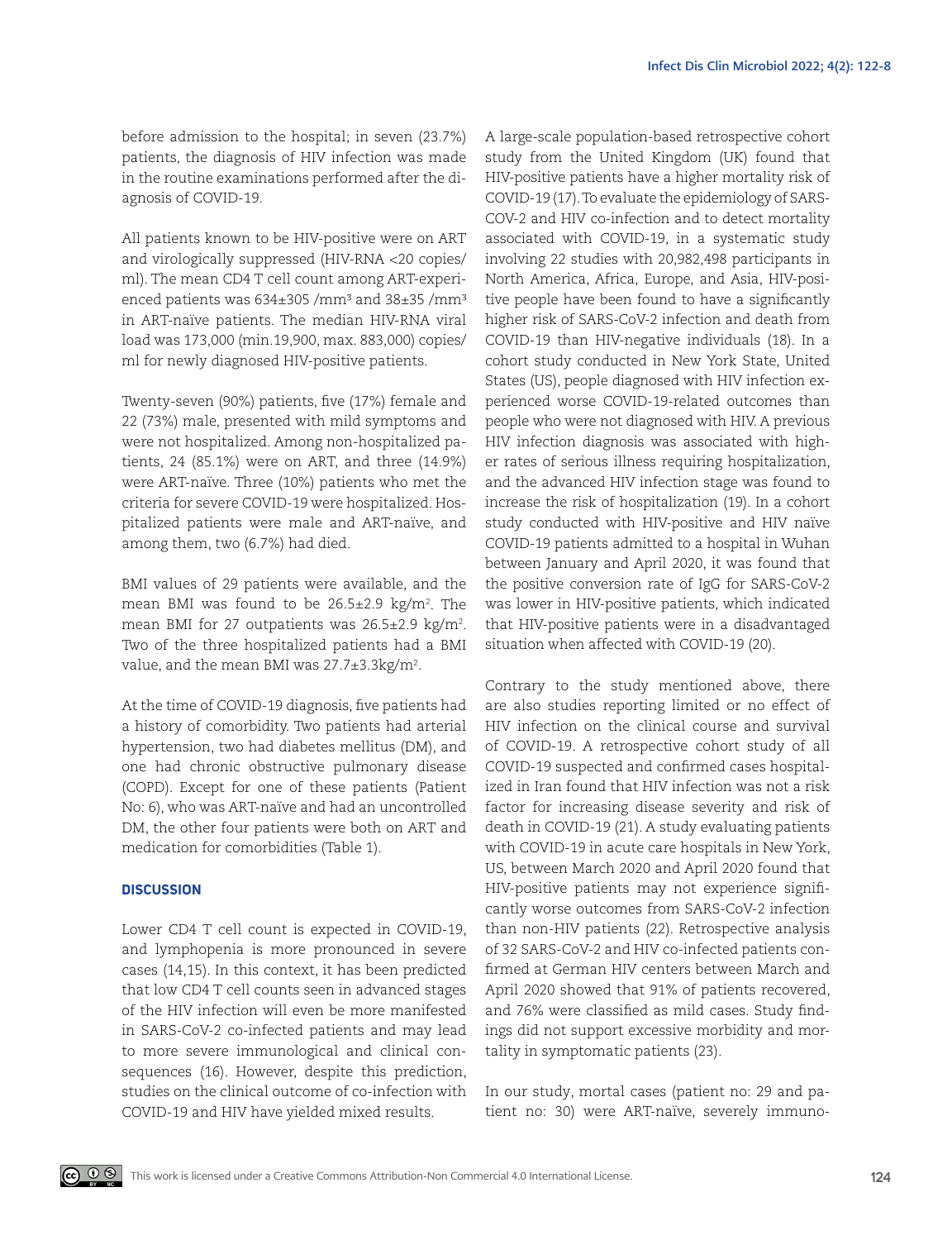before admission to the hospital; in seven (23.7%) patients, the diagnosis of HIV infection was made in the routine examinations performed after the diagnosis of COVID-19.

All patients known to be HIV-positive were on ART and virologically suppressed (HIV-RNA <20 copies/ml). The mean CD4 T cell count among ART-experienced patients was 634±305 /mm³ and 38±35 /mm³ in ART-naïve patients. The median HIV-RNA viral load was 173,000 (min.19,900, max. 883,000) copies/ml for newly diagnosed HIV-positive patients.

Twenty-seven (90%) patients, five (17%) female and 22 (73%) male, presented with mild symptoms and were not hospitalized. Among non-hospitalized patients, 24 (85.1%) were on ART, and three (14.9%) were ART-naïve. Three (10%) patients who met the criteria for severe COVID-19 were hospitalized. Hospitalized patients were male and ART-naïve, and among them, two (6.7%) had died.

BMI values of 29 patients were available, and the mean BMI was found to be 26.5±2.9 kg/m². The mean BMI for 27 outpatients was 26.5±2.9 kg/m². Two of the three hospitalized patients had a BMI value, and the mean BMI was 27.7±3.3kg/m².

At the time of COVID-19 diagnosis, five patients had a history of comorbidity. Two patients had arterial hypertension, two had diabetes mellitus (DM), and one had chronic obstructive pulmonary disease (COPD). Except for one of these patients (Patient No: 6), who was ART-naïve and had an uncontrolled DM, the other four patients were both on ART and medication for comorbidities (Table 1).

## DISCUSSION

Lower CD4 T cell count is expected in COVID-19, and lymphopenia is more pronounced in severe cases (14,15). In this context, it has been predicted that low CD4 T cell counts seen in advanced stages of the HIV infection will even be more manifested in SARS-CoV-2 co-infected patients and may lead to more severe immunological and clinical consequences (16). However, despite this prediction, studies on the clinical outcome of co-infection with COVID-19 and HIV have yielded mixed results.

A large-scale population-based retrospective cohort study from the United Kingdom (UK) found that HIV-positive patients have a higher mortality risk of COVID-19 (17). To evaluate the epidemiology of SARS-COV-2 and HIV co-infection and to detect mortality associated with COVID-19, in a systematic study involving 22 studies with 20,982,498 participants in North America, Africa, Europe, and Asia, HIV-positive people have been found to have a significantly higher risk of SARS-CoV-2 infection and death from COVID-19 than HIV-negative individuals (18). In a cohort study conducted in New York State, United States (US), people diagnosed with HIV infection experienced worse COVID-19-related outcomes than people who were not diagnosed with HIV. A previous HIV infection diagnosis was associated with higher rates of serious illness requiring hospitalization, and the advanced HIV infection stage was found to increase the risk of hospitalization (19). In a cohort study conducted with HIV-positive and HIV naïve COVID-19 patients admitted to a hospital in Wuhan between January and April 2020, it was found that the positive conversion rate of IgG for SARS-CoV-2 was lower in HIV-positive patients, which indicated that HIV-positive patients were in a disadvantaged situation when affected with COVID-19 (20).

Contrary to the study mentioned above, there are also studies reporting limited or no effect of HIV infection on the clinical course and survival of COVID-19. A retrospective cohort study of all COVID-19 suspected and confirmed cases hospitalized in Iran found that HIV infection was not a risk factor for increasing disease severity and risk of death in COVID-19 (21). A study evaluating patients with COVID-19 in acute care hospitals in New York, US, between March 2020 and April 2020 found that HIV-positive patients may not experience significantly worse outcomes from SARS-CoV-2 infection than non-HIV patients (22). Retrospective analysis of 32 SARS-CoV-2 and HIV co-infected patients confirmed at German HIV centers between March and April 2020 showed that 91% of patients recovered, and 76% were classified as mild cases. Study findings did not support excessive morbidity and mortality in symptomatic patients (23).

In our study, mortal cases (patient no: 29 and patient no: 30) were ART-naïve, severely immuno-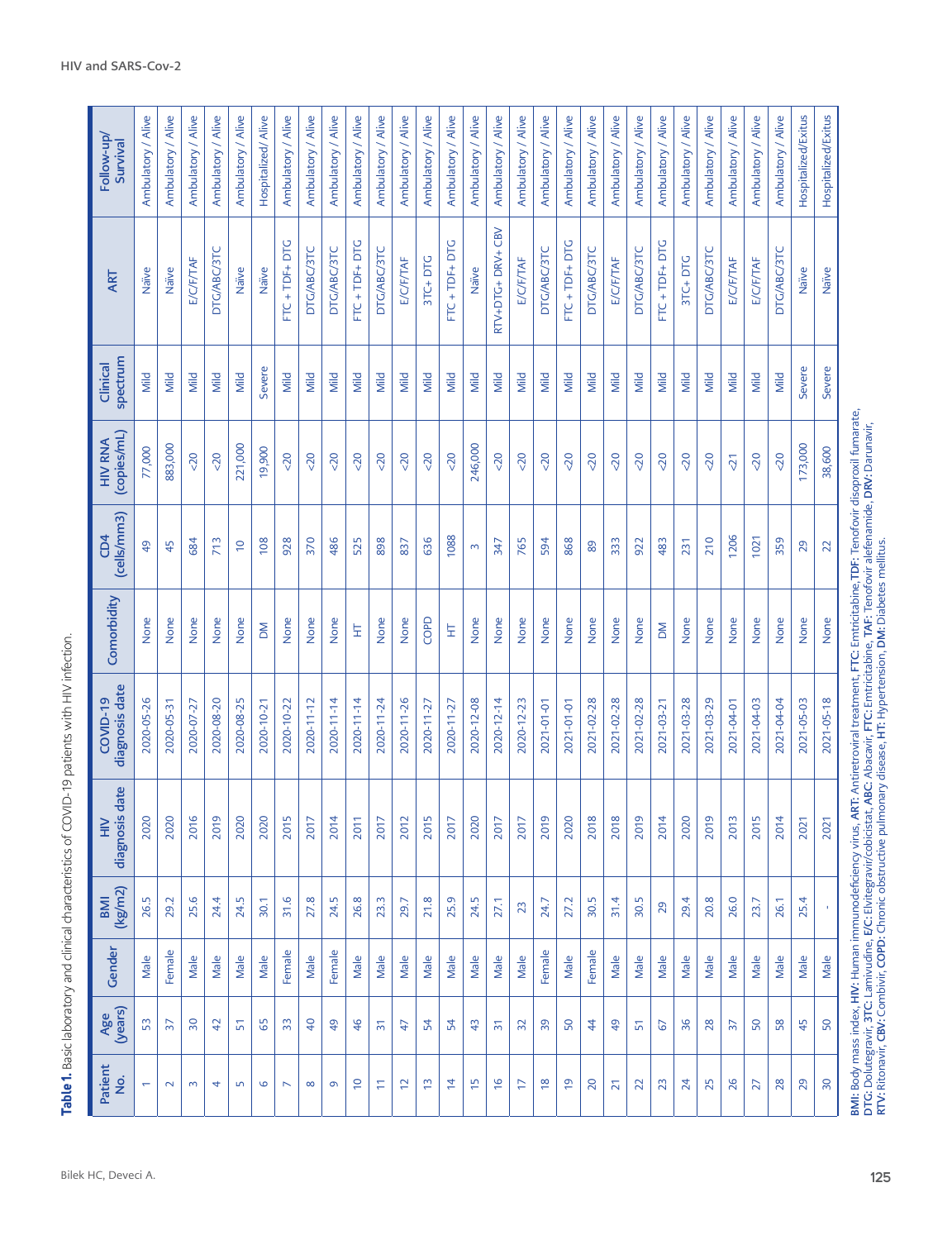**Table 1.** Basic laboratory and clinical characteristics of COVID-19 patients with HIV infection.

| Patient No. | Age (years) | Gender | BMI (kg/m2) | HIV diagnosis date | COVID-19 diagnosis date | Comorbidity | CD4 (cells/mm3) | HIV RNA (copies/mL) | Clinical spectrum | ART | Follow-up/ Survival |
|---|---|---|---|---|---|---|---|---|---|---|---|
| 1 | 53 | Male | 26.5 | 2020 | 2020-05-26 | None | 49 | 77,000 | Mild | Naive | Ambulatory / Alive |
| 2 | 37 | Female | 29.2 | 2020 | 2020-05-31 | None | 45 | 883,000 | Mild | Naive | Ambulatory / Alive |
| 3 | 30 | Male | 25.6 | 2016 | 2020-07-27 | None | 684 | <20 | Mild | E/C/F/TAF | Ambulatory / Alive |
| 4 | 42 | Male | 24.4 | 2019 | 2020-08-20 | None | 713 | <20 | Mild | DTG/ABC/3TC | Ambulatory / Alive |
| 5 | 51 | Male | 24.5 | 2020 | 2020-08-25 | None | 10 | 221,000 | Mild | Naive | Ambulatory / Alive |
| 6 | 65 | Male | 30.1 | 2020 | 2020-10-21 | DM | 108 | 19,900 | Severe | Naive | Hospitalized/ Alive |
| 7 | 33 | Female | 31.6 | 2015 | 2020-10-22 | None | 928 | <20 | Mild | FTC + TDF+ DTG | Ambulatory / Alive |
| 8 | 40 | Male | 27.8 | 2017 | 2020-11-12 | None | 370 | <20 | Mild | DTG/ABC/3TC | Ambulatory / Alive |
| 9 | 49 | Female | 24.5 | 2014 | 2020-11-14 | None | 486 | <20 | Mild | DTG/ABC/3TC | Ambulatory / Alive |
| 10 | 46 | Male | 26.8 | 2011 | 2020-11-14 | HT | 525 | <20 | Mild | FTC + TDF+ DTG | Ambulatory / Alive |
| 11 | 31 | Male | 23.3 | 2017 | 2020-11-24 | None | 898 | <20 | Mild | DTG/ABC/3TC | Ambulatory / Alive |
| 12 | 47 | Male | 29.7 | 2012 | 2020-11-26 | None | 837 | <20 | Mild | E/C/F/TAF | Ambulatory / Alive |
| 13 | 54 | Male | 21.8 | 2015 | 2020-11-27 | COPD | 636 | <20 | Mild | 3TC+ DTG | Ambulatory / Alive |
| 14 | 54 | Male | 25.9 | 2017 | 2020-11-27 | HT | 1088 | <20 | Mild | FTC + TDF+ DTG | Ambulatory / Alive |
| 15 | 43 | Male | 24.5 | 2020 | 2020-12-08 | None | 3 | 246,000 | Mild | Naive | Ambulatory / Alive |
| 16 | 31 | Male | 27.1 | 2017 | 2020-12-14 | None | 347 | <20 | Mild | RTV+DTG+ DRV+ CBV | Ambulatory / Alive |
| 17 | 32 | Male | 23 | 2017 | 2020-12-23 | None | 765 | <20 | Mild | E/C/F/TAF | Ambulatory / Alive |
| 18 | 39 | Female | 24.7 | 2019 | 2021-01-01 | None | 594 | <20 | Mild | DTG/ABC/3TC | Ambulatory / Alive |
| 19 | 50 | Male | 27.2 | 2020 | 2021-01-01 | None | 868 | <20 | Mild | FTC + TDF+ DTG | Ambulatory / Alive |
| 20 | 44 | Female | 30.5 | 2018 | 2021-02-28 | None | 89 | <20 | Mild | DTG/ABC/3TC | Ambulatory / Alive |
| 21 | 49 | Male | 31.4 | 2018 | 2021-02-28 | None | 333 | <20 | Mild | E/C/F/TAF | Ambulatory / Alive |
| 22 | 51 | Male | 30.5 | 2019 | 2021-02-28 | None | 922 | <20 | Mild | DTG/ABC/3TC | Ambulatory / Alive |
| 23 | 67 | Male | 29 | 2014 | 2021-03-21 | DM | 483 | <20 | Mild | FTC + TDF+ DTG | Ambulatory / Alive |
| 24 | 36 | Male | 29.4 | 2020 | 2021-03-28 | None | 231 | <20 | Mild | 3TC+ DTG | Ambulatory / Alive |
| 25 | 28 | Male | 20.8 | 2019 | 2021-03-29 | None | 210 | <20 | Mild | DTG/ABC/3TC | Ambulatory / Alive |
| 26 | 37 | Male | 26.0 | 2013 | 2021-04-01 | None | 1206 | <21 | Mild | E/C/F/TAF | Ambulatory / Alive |
| 27 | 50 | Male | 23.7 | 2015 | 2021-04-03 | None | 1021 | <20 | Mild | E/C/F/TAF | Ambulatory / Alive |
| 28 | 58 | Male | 26.1 | 2014 | 2021-04-04 | None | 359 | <20 | Mild | DTG/ABC/3TC | Ambulatory / Alive |
| 29 | 45 | Male | 25.4 | 2021 | 2021-05-03 | None | 29 | 173,000 | Severe | Naive | Hospitalized/Exitus |
| 30 | 50 | Male | - | 2021 | 2021-05-18 | None | 22 | 38,600 | Severe | Naive | Hospitalized/Exitus |

**BMI:** Body mass index, **HIV:** Human immunodeficiency virus, **ART:** Antiretroviral treatment, **FTC:** Emtricitabine, **TDF:** Tenofovir disoproxil fumarate, **DTG:** Dolutegravir, **3TC:** Lamivudine, **E/C:** Elvitegravir/cobicistat, **ABC:** Abacavir, **FTC:** Emtricitabine, **TAF:** Tenofovir alefenamide, **DRV:** Darunavir, **RTV:** Ritonavir, **CBV:** Combivir, **COPD:** Chronic obstructive pulmonary disease, **HT:** Hypertension, **DM:** Diabetes mellitus.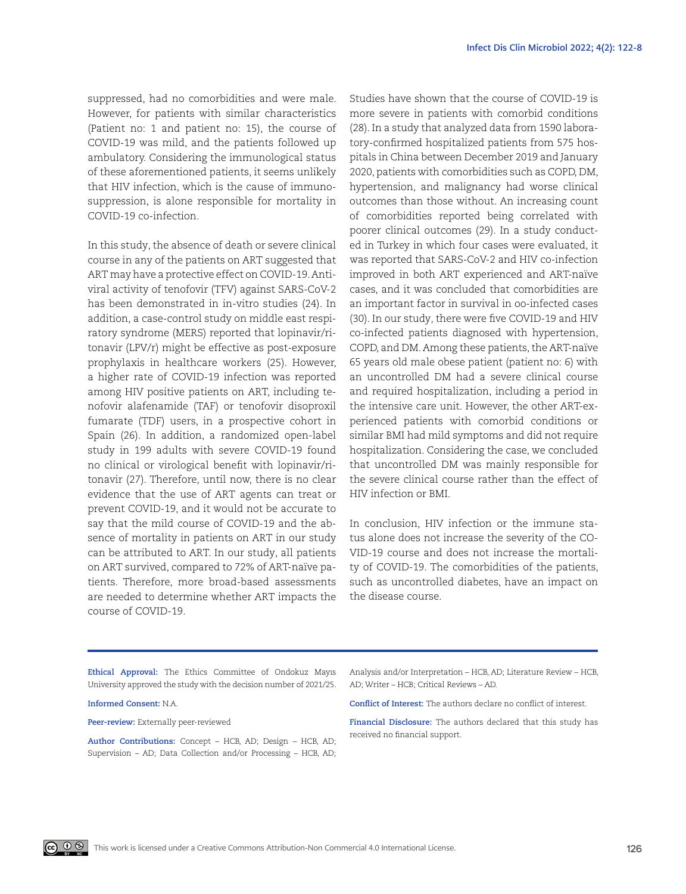suppressed, had no comorbidities and were male. However, for patients with similar characteristics (Patient no: 1 and patient no: 15), the course of COVID-19 was mild, and the patients followed up ambulatory. Considering the immunological status of these aforementioned patients, it seems unlikely that HIV infection, which is the cause of immunosuppression, is alone responsible for mortality in COVID-19 co-infection.

In this study, the absence of death or severe clinical course in any of the patients on ART suggested that ART may have a protective effect on COVID-19. Antiviral activity of tenofovir (TFV) against SARS-CoV-2 has been demonstrated in in-vitro studies (24). In addition, a case-control study on middle east respiratory syndrome (MERS) reported that lopinavir/ritonavir (LPV/r) might be effective as post-exposure prophylaxis in healthcare workers (25). However, a higher rate of COVID-19 infection was reported among HIV positive patients on ART, including tenofovir alafenamide (TAF) or tenofovir disoproxil fumarate (TDF) users, in a prospective cohort in Spain (26). In addition, a randomized open-label study in 199 adults with severe COVID-19 found no clinical or virological benefit with lopinavir/ritonavir (27). Therefore, until now, there is no clear evidence that the use of ART agents can treat or prevent COVID-19, and it would not be accurate to say that the mild course of COVID-19 and the absence of mortality in patients on ART in our study can be attributed to ART. In our study, all patients on ART survived, compared to 72% of ART-naïve patients. Therefore, more broad-based assessments are needed to determine whether ART impacts the course of COVID-19.

Studies have shown that the course of COVID-19 is more severe in patients with comorbid conditions (28). In a study that analyzed data from 1590 laboratory-confirmed hospitalized patients from 575 hospitals in China between December 2019 and January 2020, patients with comorbidities such as COPD, DM, hypertension, and malignancy had worse clinical outcomes than those without. An increasing count of comorbidities reported being correlated with poorer clinical outcomes (29). In a study conducted in Turkey in which four cases were evaluated, it was reported that SARS-CoV-2 and HIV co-infection improved in both ART experienced and ART-naïve cases, and it was concluded that comorbidities are an important factor in survival in oo-infected cases (30). In our study, there were five COVID-19 and HIV co-infected patients diagnosed with hypertension, COPD, and DM. Among these patients, the ART-naïve 65 years old male obese patient (patient no: 6) with an uncontrolled DM had a severe clinical course and required hospitalization, including a period in the intensive care unit. However, the other ART-experienced patients with comorbid conditions or similar BMI had mild symptoms and did not require hospitalization. Considering the case, we concluded that uncontrolled DM was mainly responsible for the severe clinical course rather than the effect of HIV infection or BMI.

In conclusion, HIV infection or the immune status alone does not increase the severity of the COVID-19 course and does not increase the mortality of COVID-19. The comorbidities of the patients, such as uncontrolled diabetes, have an impact on the disease course.

---

**Ethical Approval:** The Ethics Committee of Ondokuz Mayıs University approved the study with the decision number of 2021/25.

**Informed Consent:** N.A.

**Peer-review:** Externally peer-reviewed

**Author Contributions:** Concept – HCB, AD; Design – HCB, AD; Supervision – AD; Data Collection and/or Processing – HCB, AD; Analysis and/or Interpretation – HCB, AD; Literature Review – HCB, AD; Writer – HCB; Critical Reviews – AD.

**Conflict of Interest:** The authors declare no conflict of interest.

**Financial Disclosure:** The authors declared that this study has received no financial support.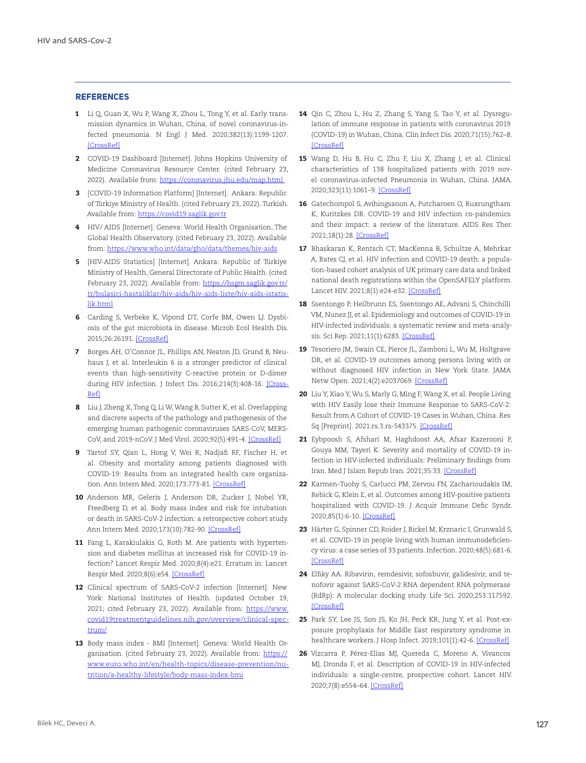## REFERENCES

1. Li Q, Guan X, Wu P, Wang X, Zhou L, Tong Y, et al. Early transmission dynamics in Wuhan, China, of novel coronavirus-infected pneumonia. N Engl J Med. 2020;382(13):1199-1207. [CrossRef]
2. COVID-19 Dashboard [Internet]. Johns Hopkins University of Medicine Coronavirus Resource Center. (cited February 23, 2022). Available from: https://coronavirus.jhu.edu/map.html
3. [COVID-19 Information Platform] [Internet]. Ankara: Republic of Türkiye Ministry of Health. (cited February 23, 2022). Turkish. Available from: https://covid19.saglik.gov.tr
4. HIV/ AIDS [Internet]. Geneva: World Health Organisation, The Global Health Observatory. (cited February 23, 2022). Available from: https://www.who.int/data/gho/data/themes/hiv-aids
5. [HIV-AIDS Statistics] [Internet]. Ankara: Republic of Türkiye Ministry of Health, General Directorate of Public Health. (cited February 23, 2022). Available from: https://hsgm.saglik.gov.tr/tr/bulasici-hastaliklar/hiv-aids/hiv-aids-liste/hiv-aids-istatislik.html
6. Carding S, Verbeke K, Vipond DT, Corfe BM, Owen LJ. Dysbiosis of the gut microbiota in disease. Microb Ecol Health Dis. 2015;26:26191. [CrossRef]
7. Borges ÁH, O'Connor JL, Phillips AN, Neaton JD, Grund B, Neuhaus J, et al. Interleukin 6 is a stronger predictor of clinical events than high-sensitivity C-reactive protein or D-dimer during HIV infection. J Infect Dis. 2016;214(3):408-16. [CrossRef]
8. Liu J, Zheng X, Tong Q, Li W, Wang B, Sutter K, et al. Overlapping and discrete aspects of the pathology and pathogenesis of the emerging human pathogenic coronaviruses SARS-CoV, MERS-CoV, and 2019-nCoV. J Med Virol. 2020;92(5):491-4. [CrossRef]
9. Tartof SY, Qian L, Hong V, Wei R, Nadjafi RF, Fischer H, et al. Obesity and mortality among patients diagnosed with COVID-19: Results from an integrated health care organization. Ann Intern Med. 2020;173:773-81. [CrossRef]
10. Anderson MR, Geleris J, Anderson DR, Zucker J, Nobel YR, Freedberg D, et al. Body mass index and risk for intubation or death in SARS-CoV-2 infection: a retrospective cohort study. Ann Intern Med. 2020;173(10):782-90. [CrossRef]
11. Fang L, Karakiulakis G, Roth M. Are patients with hypertension and diabetes mellitus at increased risk for COVID-19 infection? Lancet Respir Med. 2020;8(4):e21. Erratum in: Lancet Respir Med. 2020;8(6):e54. [CrossRef]
12. Clinical spectrum of SARS-CoV-2 infection [Internet]. New York: National Institutes of Health. (updated October 19, 2021; cited February 23, 2022). Available from: https://www.covid19treatmentguidelines.nih.gov/overview/clinical-spectrum/
13. Body mass index - BMI [Internet]. Geneva: World Health Organisation. (cited February 23, 2022). Available from: https://www.euro.who.int/en/health-topics/disease-prevention/nutrition/a-healthy-lifestyle/body-mass-index-bmi
14. Qin C, Zhou L, Hu Z, Zhang S, Yang S, Tao Y, et al. Dysregulation of immune response in patients with coronavirus 2019 (COVID-19) in Wuhan, China. Clin Infect Dis. 2020;71(15):762–8. [CrossRef]
15. Wang D, Hu B, Hu C, Zhu F, Liu X, Zhang J, et al. Clinical characteristics of 138 hospitalized patients with 2019 novel coronavirus-infected Pneumonia in Wuhan, China. JAMA. 2020;323(11):1061–9. [CrossRef]
16. Gatechompol S, Avihingsanon A, Putcharoen O, Ruxrungtham K, Kuritzkes DR. COVID-19 and HIV infection co-pandemics and their impact: a review of the literature. AIDS Res Ther. 2021;18(1):28. [CrossRef]
17. Bhaskaran K, Rentsch CT, MacKenna B, Schultze A, Mehrkar A, Bates CJ, et al. HIV infection and COVID-19 death: a population-based cohort analysis of UK primary care data and linked national death registrations within the OpenSAFELY platform. Lancet HIV. 2021;8(1):e24-e32. [CrossRef]
18. Ssentongo P, Heilbrunn ES, Ssentongo AE, Advani S, Chinchilli VM, Nunez JJ, et al. Epidemiology and outcomes of COVID-19 in HIV-infected individuals: a systematic review and meta-analysis. Sci Rep. 2021;11(1):6283. [CrossRef]
19. Tesoriero JM, Swain CE, Pierce JL, Zamboni L, Wu M, Holtgrave DR, et al. COVID-19 outcomes among persons living with or without diagnosed HIV infection in New York State. JAMA Netw Open. 2021;4(2):e2037069. [CrossRef]
20. Liu Y, Xiao Y, Wu S, Marly G, Ming F, Wang X, et al. People Living with HIV Easily lose their Immune Response to SARS-CoV-2: Result from A Cohort of COVID-19 Cases in Wuhan, China. Res Sq [Preprint]. 2021:rs.3.rs-543375. [CrossRef]
21. Eybpoosh S, Afshari M, Haghdoost AA, Afsar Kazerooni P, Gouya MM, Tayeri K. Severity and mortality of COVID-19 infection in HIV-infected individuals: Preliminary findings from Iran. Med J Islam Repub Iran. 2021;35:33. [CrossRef]
22. Karmen-Tuohy S, Carlucci PM, Zervou FN, Zacharioudakis IM, Rebick G, Klein E, et al. Outcomes among HIV-positive patients hospitalized with COVID-19. J Acquir Immune Defic Syndr. 2020;85(1):6-10. [CrossRef]
23. Härter G, Spinner CD, Roider J, Bickel M, Krznaric I, Grunwald S, et al. COVID-19 in people living with human immunodeficiency virus: a case series of 33 patients. Infection. 2020;48(5):681-6. [CrossRef]
24. Elfiky AA. Ribavirin, remdesivir, sofosbuvir, galidesivir, and tenofovir against SARS-CoV-2 RNA dependent RNA polymerase (RdRp): A molecular docking study. Life Sci. 2020;253:117592. [CrossRef]
25. Park SY, Lee JS, Son JS, Ko JH, Peck KR, Jung Y, et al. Post-exposure prophylaxis for Middle East respiratory syndrome in healthcare workers. J Hosp Infect. 2019;101(1):42-6. [CrossRef]
26. Vizcarra P, Pérez-Elías MJ, Quereda C, Moreno A, Vivancos MJ, Dronda F, et al. Description of COVID-19 in HIV-infected individuals: a single-centre, prospective cohort. Lancet HIV. 2020;7(8):e554–64. [CrossRef]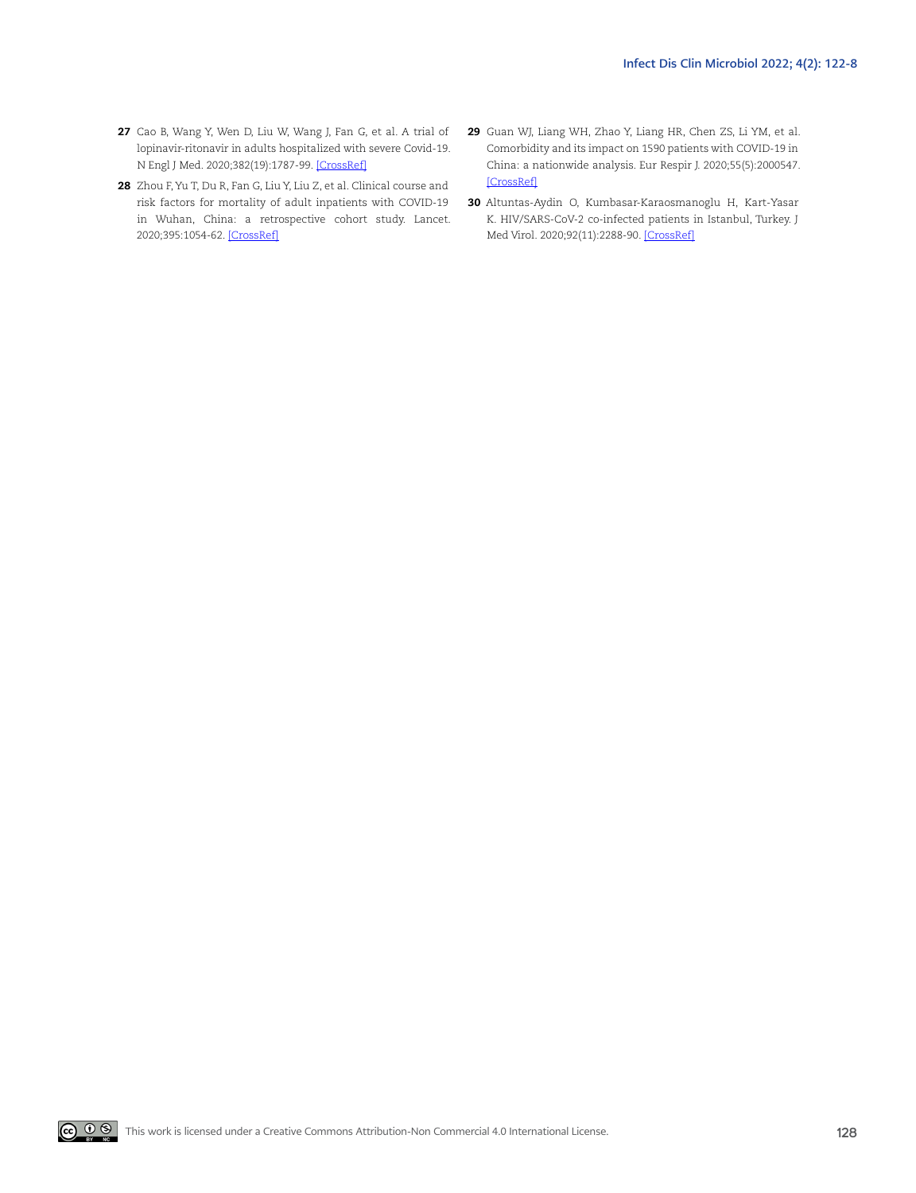27 Cao B, Wang Y, Wen D, Liu W, Wang J, Fan G, et al. A trial of lopinavir-ritonavir in adults hospitalized with severe Covid-19. N Engl J Med. 2020;382(19):1787-99. [CrossRef]

28 Zhou F, Yu T, Du R, Fan G, Liu Y, Liu Z, et al. Clinical course and risk factors for mortality of adult inpatients with COVID-19 in Wuhan, China: a retrospective cohort study. Lancet. 2020;395:1054-62. [CrossRef]

29 Guan WJ, Liang WH, Zhao Y, Liang HR, Chen ZS, Li YM, et al. Comorbidity and its impact on 1590 patients with COVID-19 in China: a nationwide analysis. Eur Respir J. 2020;55(5):2000547. [CrossRef]

30 Altuntas-Aydin O, Kumbasar-Karaosmanoglu H, Kart-Yasar K. HIV/SARS-CoV-2 co-infected patients in Istanbul, Turkey. J Med Virol. 2020;92(11):2288-90. [CrossRef]

This work is licensed under a Creative Commons Attribution-Non Commercial 4.0 International License.